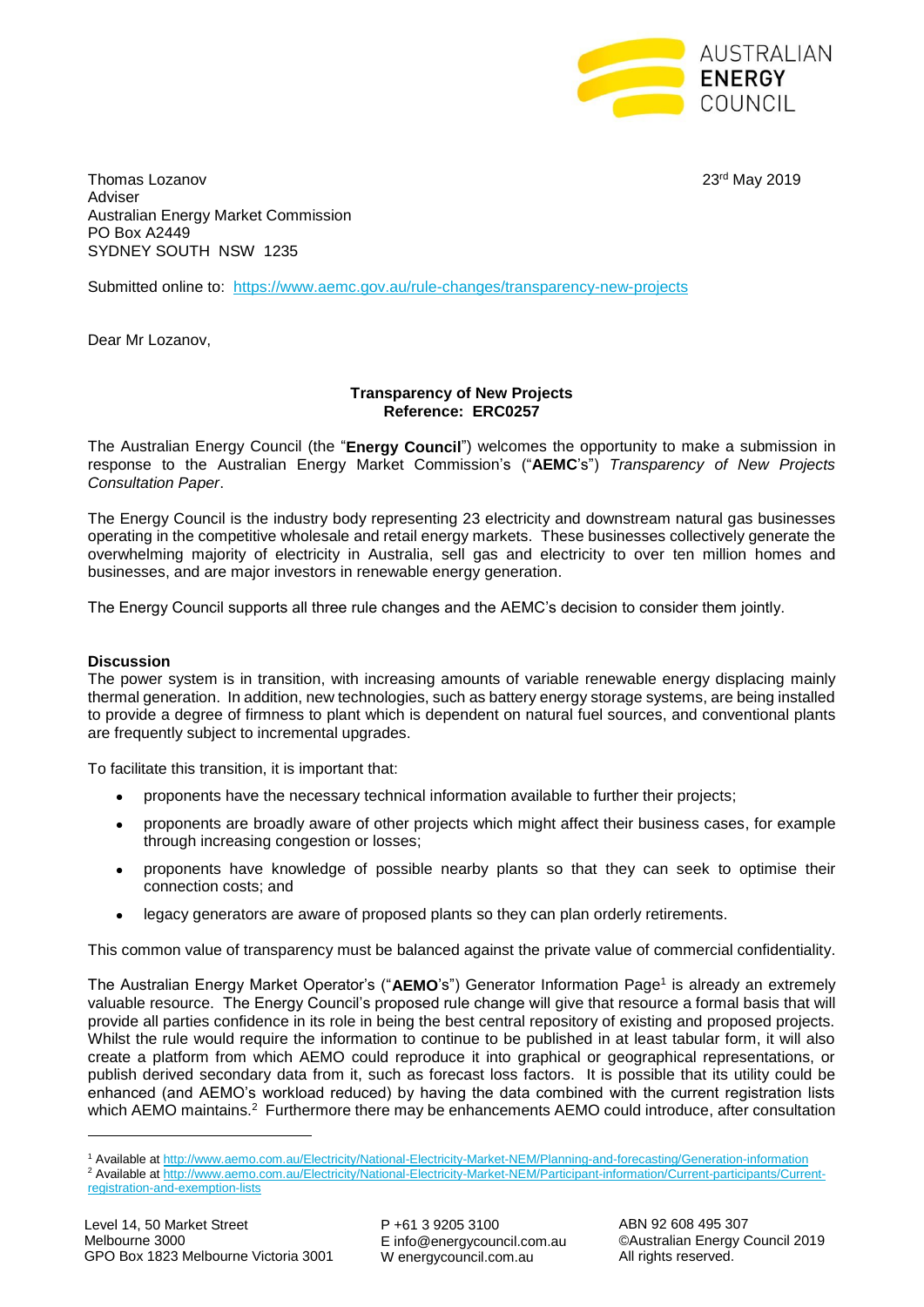AUSTRALIAN ENERGY COUNCIL

Thomas Lozanov
Adviser
Australian Energy Market Commission
PO Box A2449
SYDNEY SOUTH NSW 1235

23rd May 2019

Submitted online to: https://www.aemc.gov.au/rule-changes/transparency-new-projects

Dear Mr Lozanov,

**Transparency of New Projects**
**Reference: ERC0257**

The Australian Energy Council (the "**Energy Council**") welcomes the opportunity to make a submission in response to the Australian Energy Market Commission's ("**AEMC**'s") *Transparency of New Projects Consultation Paper*.

The Energy Council is the industry body representing 23 electricity and downstream natural gas businesses operating in the competitive wholesale and retail energy markets. These businesses collectively generate the overwhelming majority of electricity in Australia, sell gas and electricity to over ten million homes and businesses, and are major investors in renewable energy generation.

The Energy Council supports all three rule changes and the AEMC's decision to consider them jointly.

**Discussion**

The power system is in transition, with increasing amounts of variable renewable energy displacing mainly thermal generation. In addition, new technologies, such as battery energy storage systems, are being installed to provide a degree of firmness to plant which is dependent on natural fuel sources, and conventional plants are frequently subject to incremental upgrades.

To facilitate this transition, it is important that:

- proponents have the necessary technical information available to further their projects;
- proponents are broadly aware of other projects which might affect their business cases, for example through increasing congestion or losses;
- proponents have knowledge of possible nearby plants so that they can seek to optimise their connection costs; and
- legacy generators are aware of proposed plants so they can plan orderly retirements.

This common value of transparency must be balanced against the private value of commercial confidentiality.

The Australian Energy Market Operator's ("**AEMO**'s") Generator Information Page[1] is already an extremely valuable resource. The Energy Council's proposed rule change will give that resource a formal basis that will provide all parties confidence in its role in being the best central repository of existing and proposed projects. Whilst the rule would require the information to continue to be published in at least tabular form, it will also create a platform from which AEMO could reproduce it into graphical or geographical representations, or publish derived secondary data from it, such as forecast loss factors. It is possible that its utility could be enhanced (and AEMO's workload reduced) by having the data combined with the current registration lists which AEMO maintains.[2] Furthermore there may be enhancements AEMO could introduce, after consultation

---

[1] Available at http://www.aemo.com.au/Electricity/National-Electricity-Market-NEM/Planning-and-forecasting/Generation-information

[2] Available at http://www.aemo.com.au/Electricity/National-Electricity-Market-NEM/Participant-information/Current-participants/Current-registration-and-exemption-lists

Level 14, 50 Market Street
Melbourne 3000
GPO Box 1823 Melbourne Victoria 3001

P +61 3 9205 3100
E info@energycouncil.com.au
W energycouncil.com.au

ABN 92 608 495 307
©Australian Energy Council 2019
All rights reserved.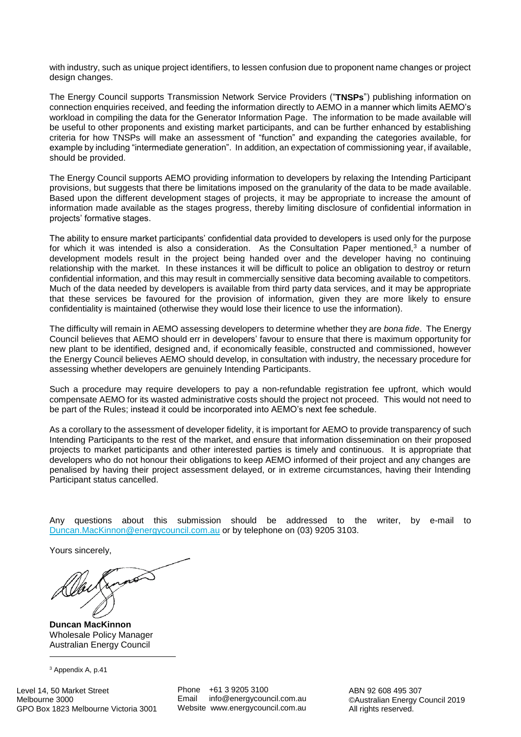with industry, such as unique project identifiers, to lessen confusion due to proponent name changes or project design changes.

The Energy Council supports Transmission Network Service Providers ("**TNSPs**") publishing information on connection enquiries received, and feeding the information directly to AEMO in a manner which limits AEMO's workload in compiling the data for the Generator Information Page. The information to be made available will be useful to other proponents and existing market participants, and can be further enhanced by establishing criteria for how TNSPs will make an assessment of "function" and expanding the categories available, for example by including "intermediate generation". In addition, an expectation of commissioning year, if available, should be provided.

The Energy Council supports AEMO providing information to developers by relaxing the Intending Participant provisions, but suggests that there be limitations imposed on the granularity of the data to be made available. Based upon the different development stages of projects, it may be appropriate to increase the amount of information made available as the stages progress, thereby limiting disclosure of confidential information in projects' formative stages.

The ability to ensure market participants' confidential data provided to developers is used only for the purpose for which it was intended is also a consideration. As the Consultation Paper mentioned,[3] a number of development models result in the project being handed over and the developer having no continuing relationship with the market. In these instances it will be difficult to police an obligation to destroy or return confidential information, and this may result in commercially sensitive data becoming available to competitors. Much of the data needed by developers is available from third party data services, and it may be appropriate that these services be favoured for the provision of information, given they are more likely to ensure confidentiality is maintained (otherwise they would lose their licence to use the information).

The difficulty will remain in AEMO assessing developers to determine whether they are *bona fide*. The Energy Council believes that AEMO should err in developers' favour to ensure that there is maximum opportunity for new plant to be identified, designed and, if economically feasible, constructed and commissioned, however the Energy Council believes AEMO should develop, in consultation with industry, the necessary procedure for assessing whether developers are genuinely Intending Participants.

Such a procedure may require developers to pay a non-refundable registration fee upfront, which would compensate AEMO for its wasted administrative costs should the project not proceed. This would not need to be part of the Rules; instead it could be incorporated into AEMO's next fee schedule.

As a corollary to the assessment of developer fidelity, it is important for AEMO to provide transparency of such Intending Participants to the rest of the market, and ensure that information dissemination on their proposed projects to market participants and other interested parties is timely and continuous. It is appropriate that developers who do not honour their obligations to keep AEMO informed of their project and any changes are penalised by having their project assessment delayed, or in extreme circumstances, having their Intending Participant status cancelled.

Any questions about this submission should be addressed to the writer, by e-mail to Duncan.MacKinnon@energycouncil.com.au or by telephone on (03) 9205 3103.

Yours sincerely,

**Duncan MacKinnon**
Wholesale Policy Manager
Australian Energy Council

[3] Appendix A, p.41

Level 14, 50 Market Street
Melbourne 3000
GPO Box 1823 Melbourne Victoria 3001

Phone +61 3 9205 3100
Email info@energycouncil.com.au
Website www.energycouncil.com.au

ABN 92 608 495 307
©Australian Energy Council 2019
All rights reserved.